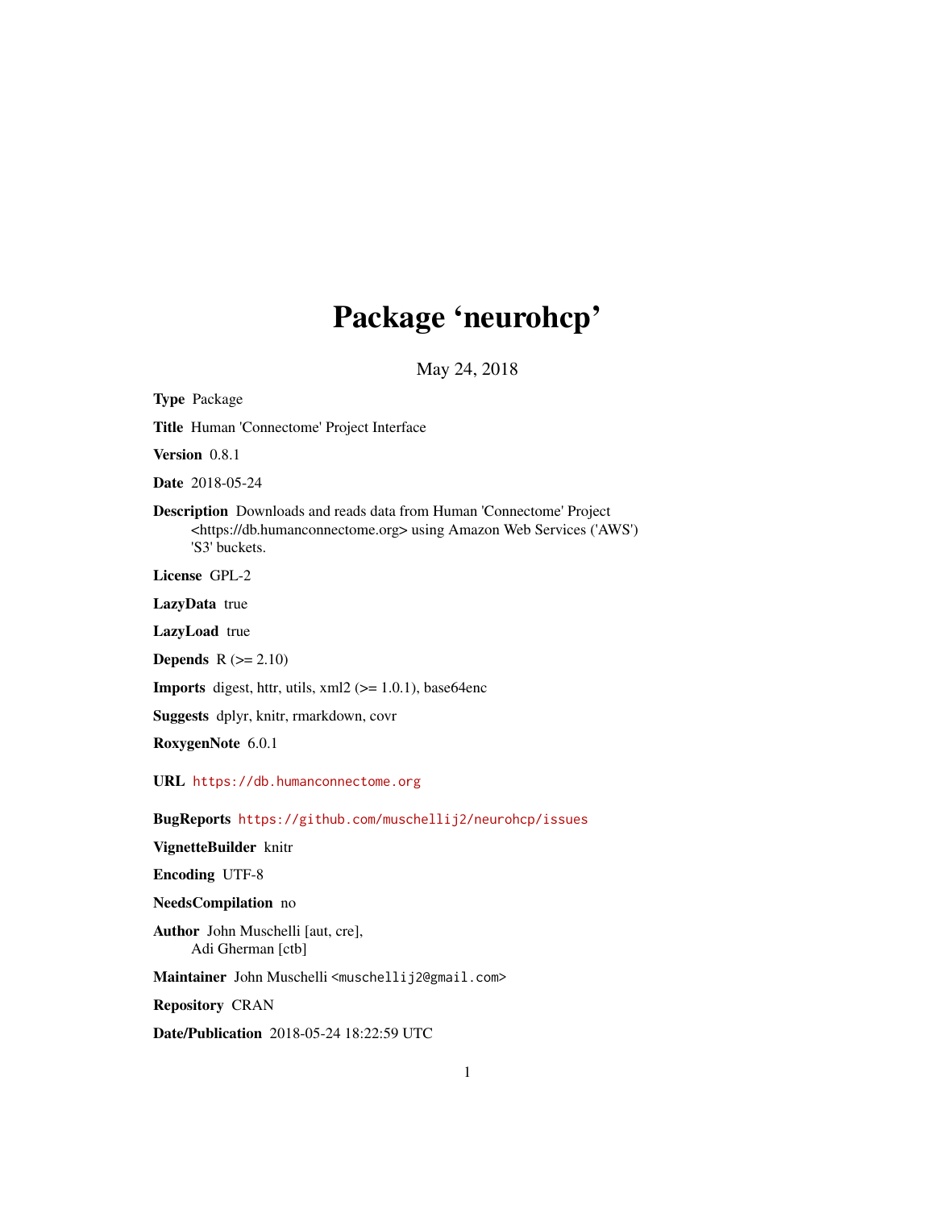# Package 'neurohcp'

May 24, 2018

**Type** Package

**Title** Human 'Connectome' Project Interface

**Version** 0.8.1

**Date** 2018-05-24

**Description** Downloads and reads data from Human 'Connectome' Project <https://db.humanconnectome.org> using Amazon Web Services ('AWS') 'S3' buckets.

**License** GPL-2

**LazyData** true

**LazyLoad** true

**Depends** R (>= 2.10)

**Imports** digest, httr, utils, xml2 (>= 1.0.1), base64enc

**Suggests** dplyr, knitr, rmarkdown, covr

**RoxygenNote** 6.0.1

**URL** https://db.humanconnectome.org

**BugReports** https://github.com/muschellij2/neurohcp/issues

**VignetteBuilder** knitr

**Encoding** UTF-8

**NeedsCompilation** no

**Author** John Muschelli [aut, cre], Adi Gherman [ctb]

**Maintainer** John Muschelli <muschellij2@gmail.com>

**Repository** CRAN

**Date/Publication** 2018-05-24 18:22:59 UTC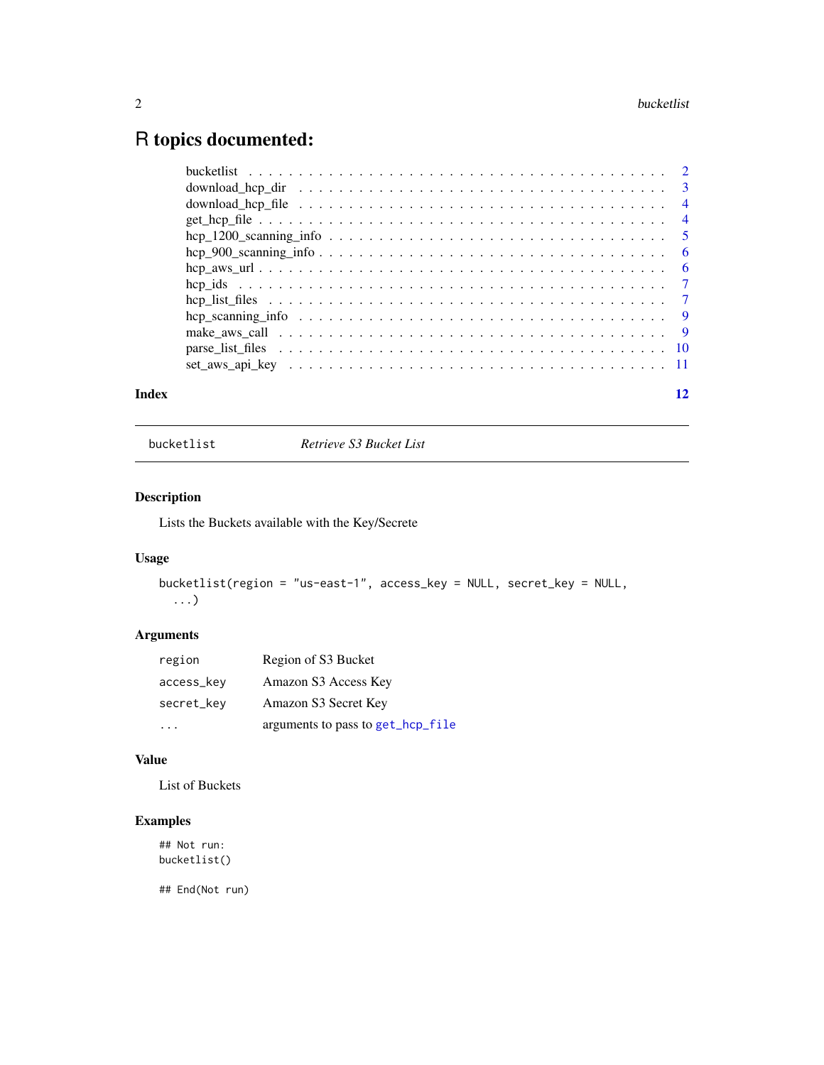# R topics documented:

| | |
|---|---|
| bucketlist | 2 |
| download_hcp_dir | 3 |
| download_hcp_file | 4 |
| get_hcp_file | 4 |
| hcp_1200_scanning_info | 5 |
| hcp_900_scanning_info | 6 |
| hcp_aws_url | 6 |
| hcp_ids | 7 |
| hcp_list_files | 7 |
| hcp_scanning_info | 9 |
| make_aws_call | 9 |
| parse_list_files | 10 |
| set_aws_api_key | 11 |

**Index** 12

---

## bucketlist — *Retrieve S3 Bucket List*

### Description

Lists the Buckets available with the Key/Secrete

### Usage

```
bucketlist(region = "us-east-1", access_key = NULL, secret_key = NULL,
  ...)
```

### Arguments

| | |
|---|---|
| `region` | Region of S3 Bucket |
| `access_key` | Amazon S3 Access Key |
| `secret_key` | Amazon S3 Secret Key |
| `...` | arguments to pass to `get_hcp_file` |

### Value

List of Buckets

### Examples

```
## Not run:
bucketlist()

## End(Not run)
```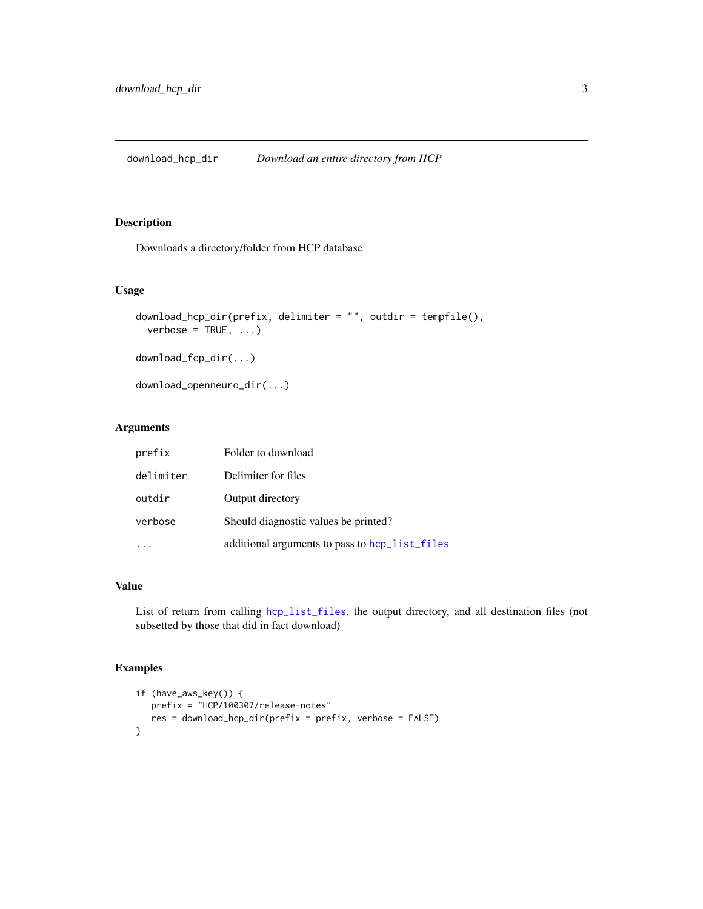## download_hcp_dir — *Download an entire directory from HCP*

### Description

Downloads a directory/folder from HCP database

### Usage

```
download_hcp_dir(prefix, delimiter = "", outdir = tempfile(),
  verbose = TRUE, ...)

download_fcp_dir(...)

download_openneuro_dir(...)
```

### Arguments

| | |
|---|---|
| `prefix` | Folder to download |
| `delimiter` | Delimiter for files |
| `outdir` | Output directory |
| `verbose` | Should diagnostic values be printed? |
| `...` | additional arguments to pass to `hcp_list_files` |

### Value

List of return from calling `hcp_list_files`, the output directory, and all destination files (not subsetted by those that did in fact download)

### Examples

```
if (have_aws_key()) {
   prefix = "HCP/100307/release-notes"
   res = download_hcp_dir(prefix = prefix, verbose = FALSE)
}
```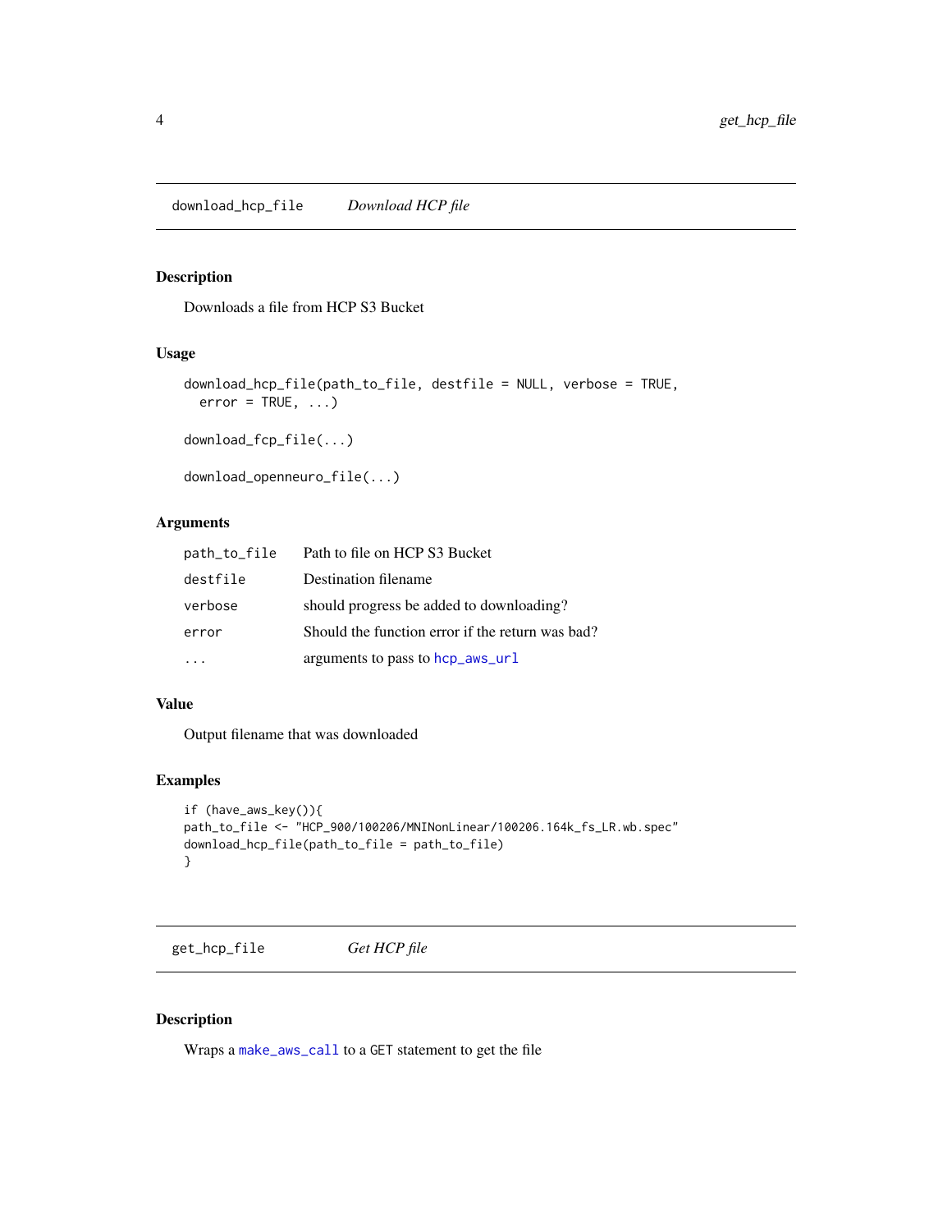## download_hcp_file *Download HCP file*

### Description

Downloads a file from HCP S3 Bucket

### Usage

```
download_hcp_file(path_to_file, destfile = NULL, verbose = TRUE,
  error = TRUE, ...)

download_fcp_file(...)

download_openneuro_file(...)
```

### Arguments

| | |
|---|---|
| path_to_file | Path to file on HCP S3 Bucket |
| destfile | Destination filename |
| verbose | should progress be added to downloading? |
| error | Should the function error if the return was bad? |
| ... | arguments to pass to hcp_aws_url |

### Value

Output filename that was downloaded

### Examples

```
if (have_aws_key()){
path_to_file <- "HCP_900/100206/MNINonLinear/100206.164k_fs_LR.wb.spec"
download_hcp_file(path_to_file = path_to_file)
}
```

## get_hcp_file *Get HCP file*

### Description

Wraps a make_aws_call to a GET statement to get the file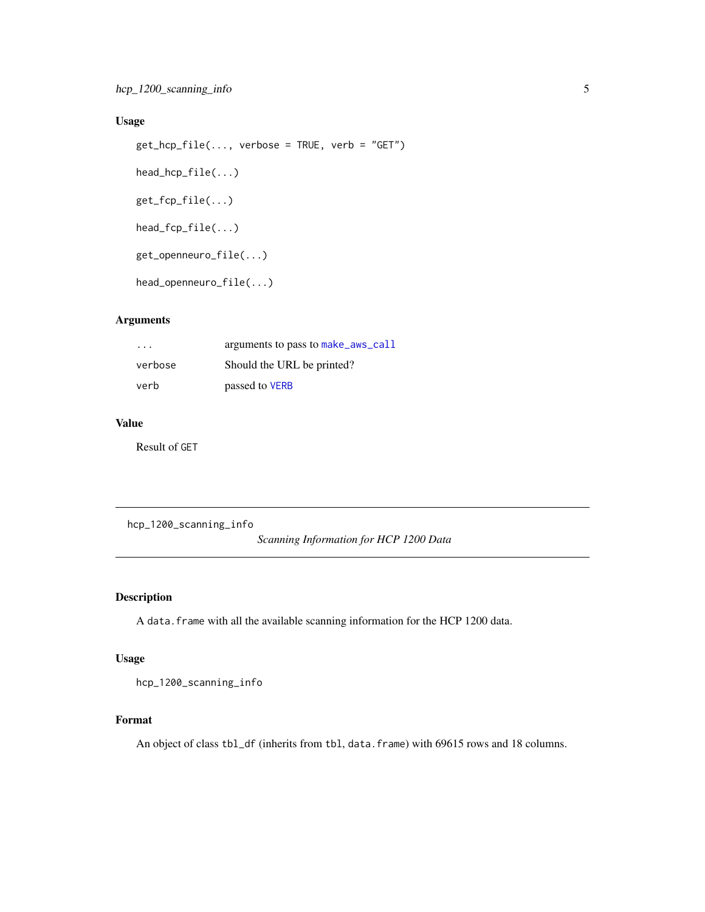## Usage

```
get_hcp_file(..., verbose = TRUE, verb = "GET")

head_hcp_file(...)

get_fcp_file(...)

head_fcp_file(...)

get_openneuro_file(...)

head_openneuro_file(...)
```

## Arguments

| | |
|---|---|
| ... | arguments to pass to make_aws_call |
| verbose | Should the URL be printed? |
| verb | passed to VERB |

## Value

Result of GET

---

# hcp_1200_scanning_info

*Scanning Information for HCP 1200 Data*

## Description

A data.frame with all the available scanning information for the HCP 1200 data.

## Usage

```
hcp_1200_scanning_info
```

## Format

An object of class tbl_df (inherits from tbl, data.frame) with 69615 rows and 18 columns.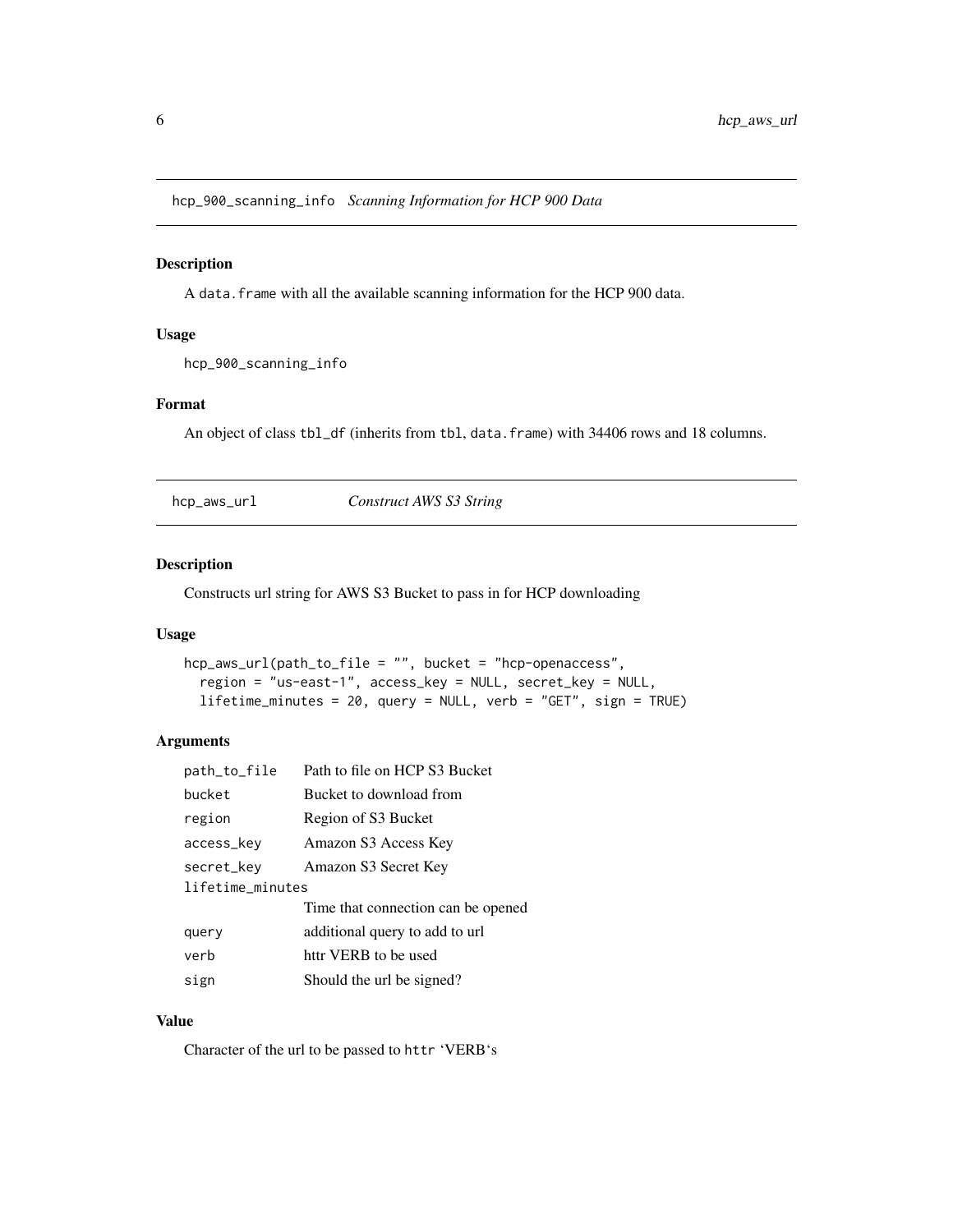## hcp_900_scanning_info *Scanning Information for HCP 900 Data*

### Description

A data.frame with all the available scanning information for the HCP 900 data.

### Usage

```
hcp_900_scanning_info
```

### Format

An object of class tbl_df (inherits from tbl, data.frame) with 34406 rows and 18 columns.

## hcp_aws_url *Construct AWS S3 String*

### Description

Constructs url string for AWS S3 Bucket to pass in for HCP downloading

### Usage

```
hcp_aws_url(path_to_file = "", bucket = "hcp-openaccess",
  region = "us-east-1", access_key = NULL, secret_key = NULL,
  lifetime_minutes = 20, query = NULL, verb = "GET", sign = TRUE)
```

### Arguments

| | |
|---|---|
| path_to_file | Path to file on HCP S3 Bucket |
| bucket | Bucket to download from |
| region | Region of S3 Bucket |
| access_key | Amazon S3 Access Key |
| secret_key | Amazon S3 Secret Key |
| lifetime_minutes | Time that connection can be opened |
| query | additional query to add to url |
| verb | httr VERB to be used |
| sign | Should the url be signed? |

### Value

Character of the url to be passed to httr 'VERB's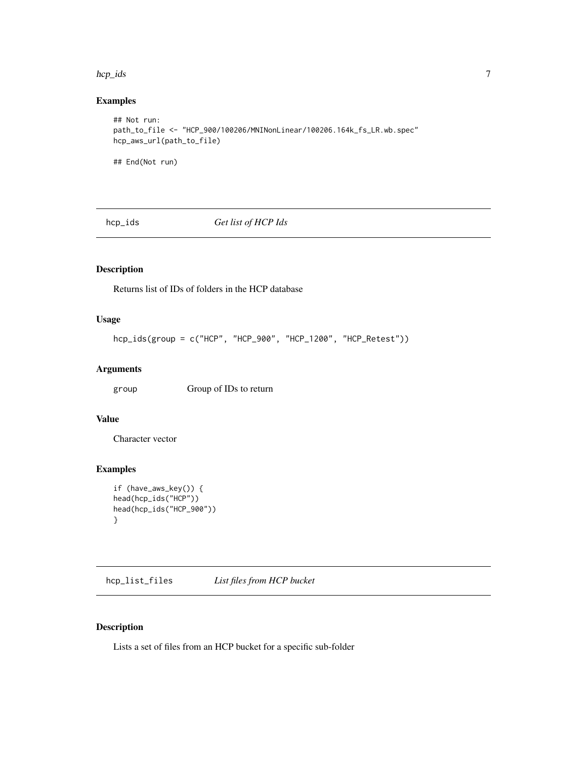## Examples

```
## Not run:
path_to_file <- "HCP_900/100206/MNINonLinear/100206.164k_fs_LR.wb.spec"
hcp_aws_url(path_to_file)

## End(Not run)
```

---

## hcp_ids *Get list of HCP Ids*

---

### Description

Returns list of IDs of folders in the HCP database

### Usage

```
hcp_ids(group = c("HCP", "HCP_900", "HCP_1200", "HCP_Retest"))
```

### Arguments

| | |
|---|---|
| group | Group of IDs to return |

### Value

Character vector

### Examples

```
if (have_aws_key()) {
head(hcp_ids("HCP"))
head(hcp_ids("HCP_900"))
}
```

---

## hcp_list_files *List files from HCP bucket*

---

### Description

Lists a set of files from an HCP bucket for a specific sub-folder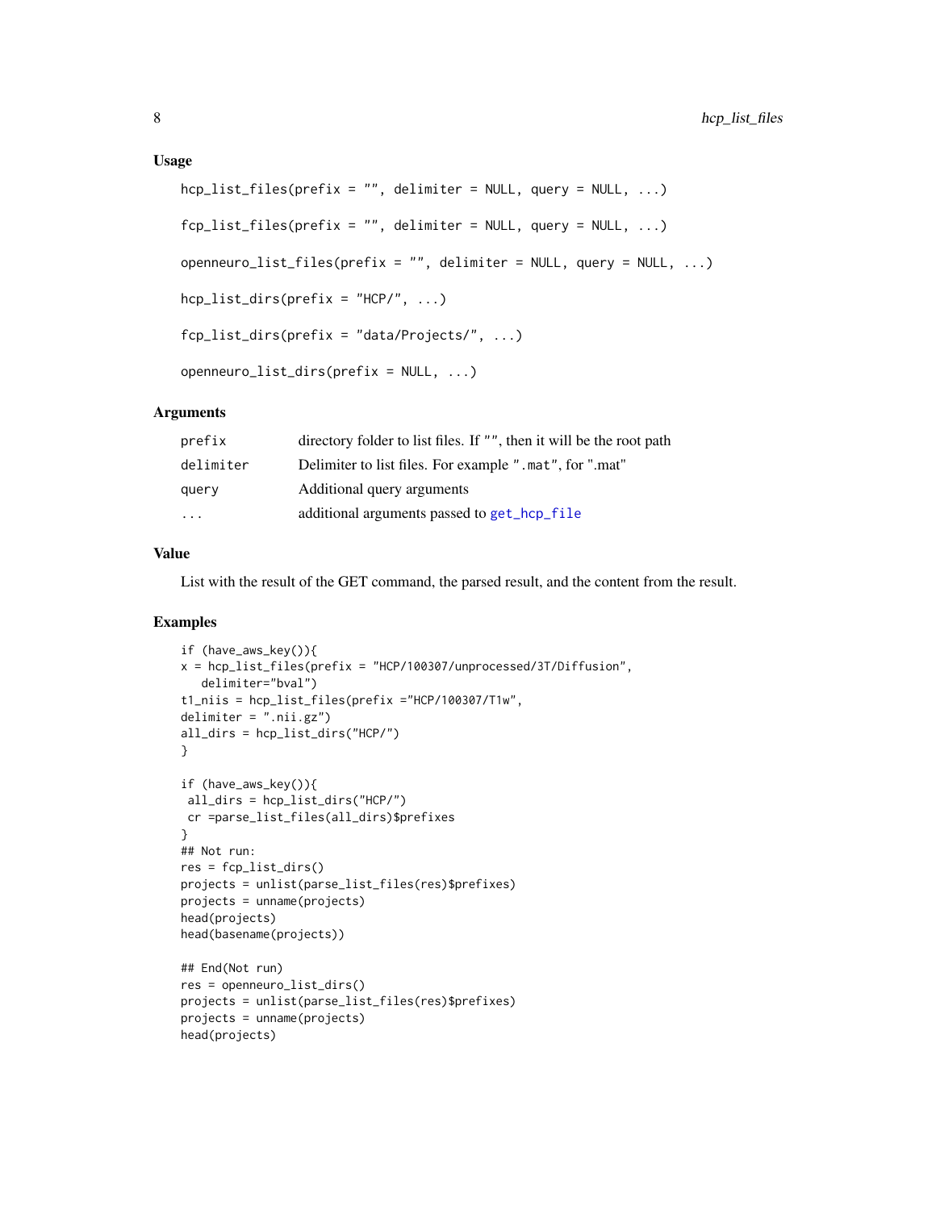### Usage

```
hcp_list_files(prefix = "", delimiter = NULL, query = NULL, ...)

fcp_list_files(prefix = "", delimiter = NULL, query = NULL, ...)

openneuro_list_files(prefix = "", delimiter = NULL, query = NULL, ...)

hcp_list_dirs(prefix = "HCP/", ...)

fcp_list_dirs(prefix = "data/Projects/", ...)

openneuro_list_dirs(prefix = NULL, ...)
```

### Arguments

| | |
|---|---|
| prefix | directory folder to list files. If "", then it will be the root path |
| delimiter | Delimiter to list files. For example ".mat", for ".mat" |
| query | Additional query arguments |
| ... | additional arguments passed to get_hcp_file |

### Value

List with the result of the GET command, the parsed result, and the content from the result.

### Examples

```
if (have_aws_key()){
x = hcp_list_files(prefix = "HCP/100307/unprocessed/3T/Diffusion",
   delimiter="bval")
t1_niis = hcp_list_files(prefix ="HCP/100307/T1w",
delimiter = ".nii.gz")
all_dirs = hcp_list_dirs("HCP/")
}

if (have_aws_key()){
 all_dirs = hcp_list_dirs("HCP/")
 cr =parse_list_files(all_dirs)$prefixes
}
## Not run:
res = fcp_list_dirs()
projects = unlist(parse_list_files(res)$prefixes)
projects = unname(projects)
head(projects)
head(basename(projects))

## End(Not run)
res = openneuro_list_dirs()
projects = unlist(parse_list_files(res)$prefixes)
projects = unname(projects)
head(projects)
```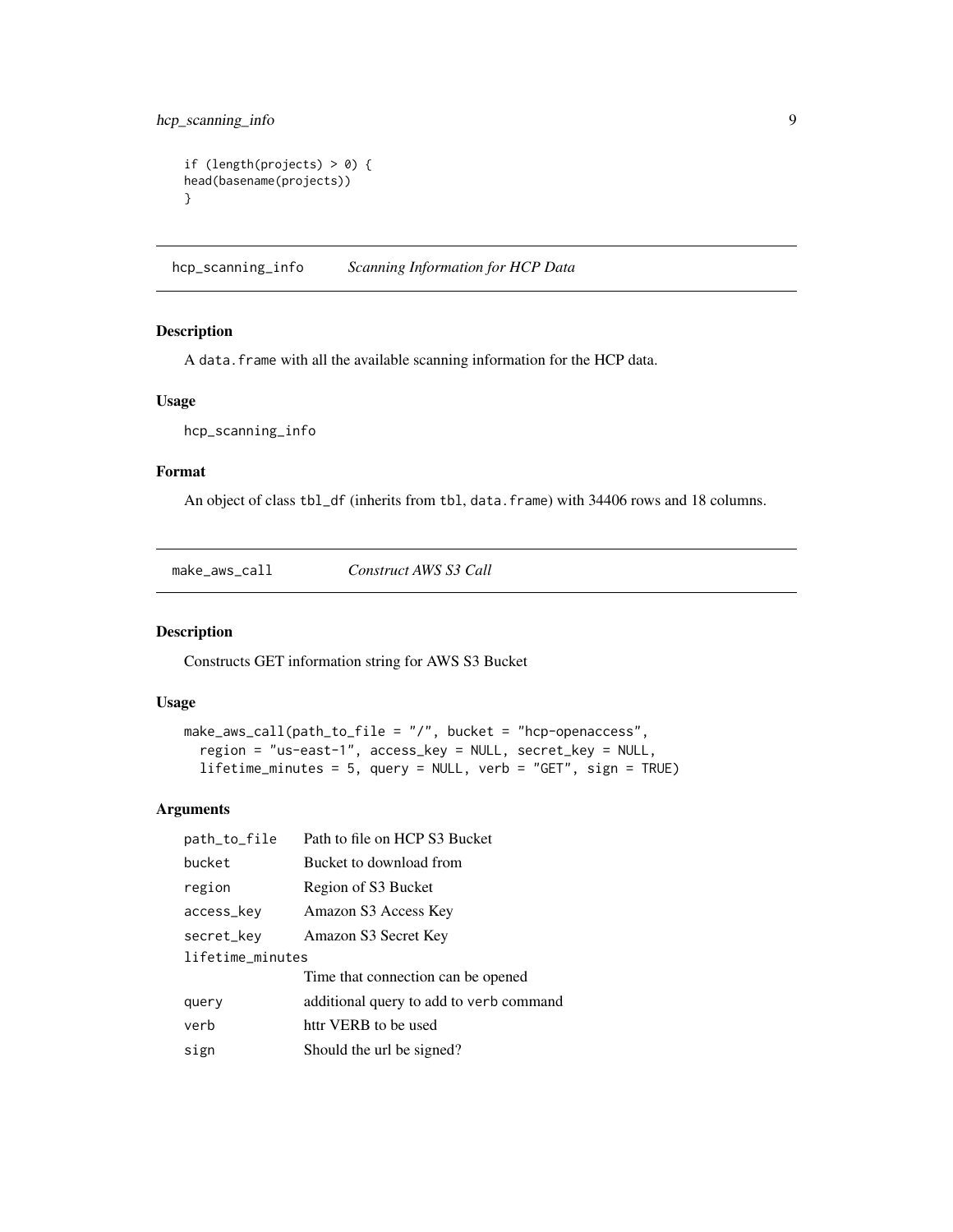```
if (length(projects) > 0) {
head(basename(projects))
}
```

## hcp_scanning_info *Scanning Information for HCP Data*

### Description

A data.frame with all the available scanning information for the HCP data.

### Usage

```
hcp_scanning_info
```

### Format

An object of class tbl_df (inherits from tbl, data.frame) with 34406 rows and 18 columns.

## make_aws_call *Construct AWS S3 Call*

### Description

Constructs GET information string for AWS S3 Bucket

### Usage

```
make_aws_call(path_to_file = "/", bucket = "hcp-openaccess",
  region = "us-east-1", access_key = NULL, secret_key = NULL,
  lifetime_minutes = 5, query = NULL, verb = "GET", sign = TRUE)
```

### Arguments

| | |
|---|---|
| path_to_file | Path to file on HCP S3 Bucket |
| bucket | Bucket to download from |
| region | Region of S3 Bucket |
| access_key | Amazon S3 Access Key |
| secret_key | Amazon S3 Secret Key |
| lifetime_minutes | Time that connection can be opened |
| query | additional query to add to verb command |
| verb | httr VERB to be used |
| sign | Should the url be signed? |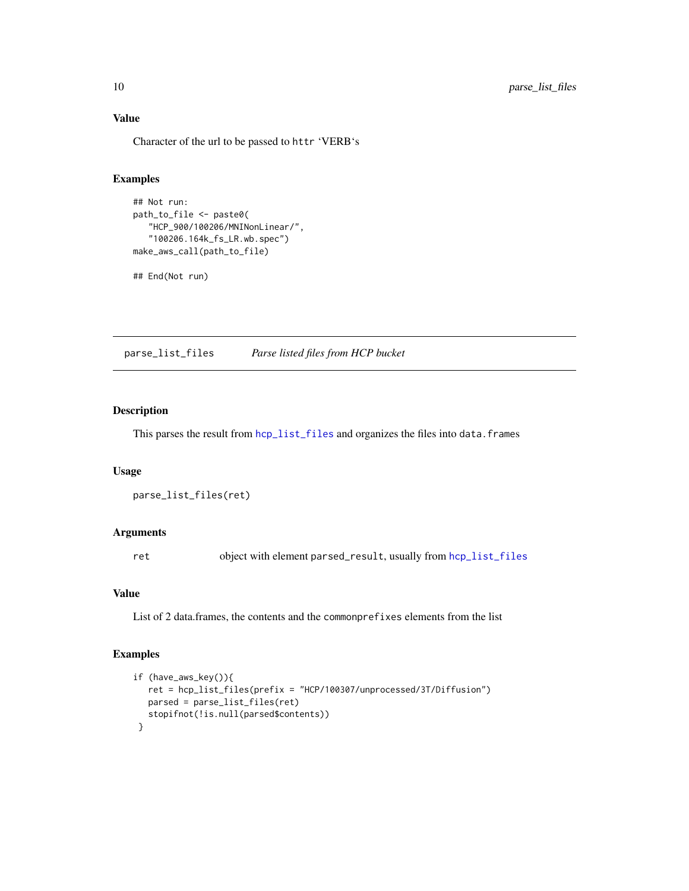### Value

Character of the url to be passed to `httr` 'VERB's

### Examples

```
## Not run:
path_to_file <- paste0(
   "HCP_900/100206/MNINonLinear/",
   "100206.164k_fs_LR.wb.spec")
make_aws_call(path_to_file)

## End(Not run)
```

---

## parse_list_files — *Parse listed files from HCP bucket*

---

### Description

This parses the result from `hcp_list_files` and organizes the files into `data.frames`

### Usage

```
parse_list_files(ret)
```

### Arguments

| | |
|---|---|
| `ret` | object with element `parsed_result`, usually from `hcp_list_files` |

### Value

List of 2 data.frames, the contents and the `commonprefixes` elements from the list

### Examples

```
if (have_aws_key()){
   ret = hcp_list_files(prefix = "HCP/100307/unprocessed/3T/Diffusion")
   parsed = parse_list_files(ret)
   stopifnot(!is.null(parsed$contents))
 }
```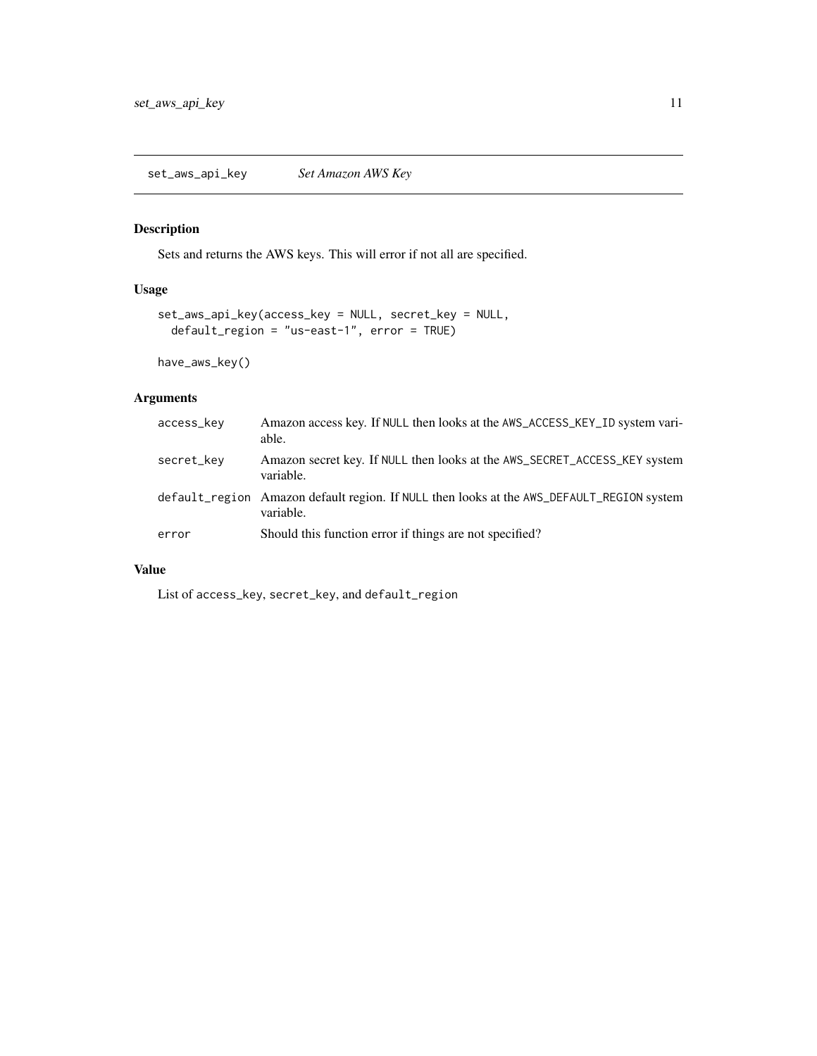## set_aws_api_key *Set Amazon AWS Key*

### Description

Sets and returns the AWS keys. This will error if not all are specified.

### Usage

```
set_aws_api_key(access_key = NULL, secret_key = NULL,
  default_region = "us-east-1", error = TRUE)

have_aws_key()
```

### Arguments

| | |
|---|---|
| access_key | Amazon access key. If NULL then looks at the AWS_ACCESS_KEY_ID system variable. |
| secret_key | Amazon secret key. If NULL then looks at the AWS_SECRET_ACCESS_KEY system variable. |
| default_region | Amazon default region. If NULL then looks at the AWS_DEFAULT_REGION system variable. |
| error | Should this function error if things are not specified? |

### Value

List of access_key, secret_key, and default_region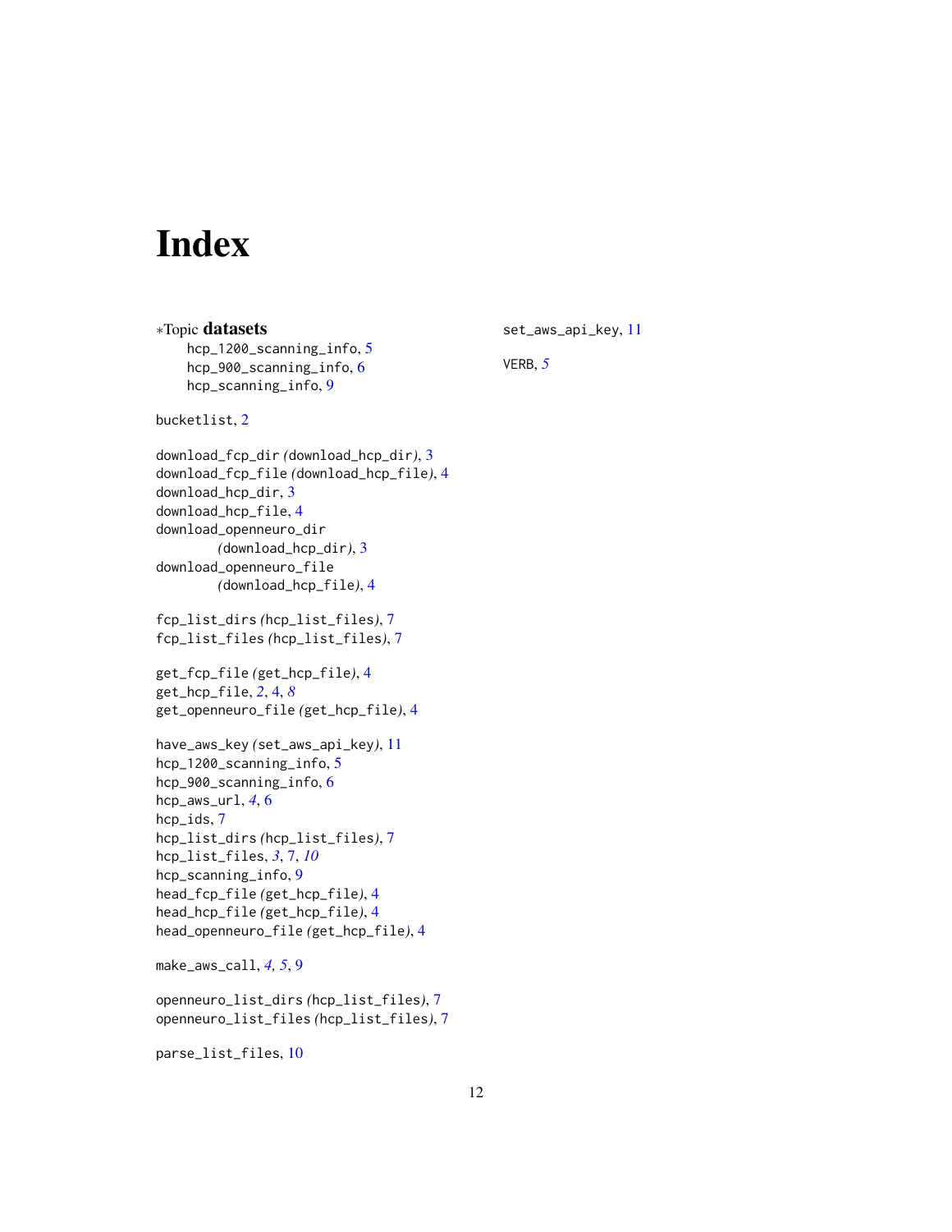# Index

∗Topic **datasets**

hcp_1200_scanning_info, 5
hcp_900_scanning_info, 6
hcp_scanning_info, 9

bucketlist, 2

download_fcp_dir *(*download_hcp_dir*)*, 3
download_fcp_file *(*download_hcp_file*)*, 4
download_hcp_dir, 3
download_hcp_file, 4
download_openneuro_dir *(*download_hcp_dir*)*, 3
download_openneuro_file *(*download_hcp_file*)*, 4

fcp_list_dirs *(*hcp_list_files*)*, 7
fcp_list_files *(*hcp_list_files*)*, 7

get_fcp_file *(*get_hcp_file*)*, 4
get_hcp_file, *2*, 4, *8*
get_openneuro_file *(*get_hcp_file*)*, 4

have_aws_key *(*set_aws_api_key*)*, 11
hcp_1200_scanning_info, 5
hcp_900_scanning_info, 6
hcp_aws_url, *4*, 6
hcp_ids, 7
hcp_list_dirs *(*hcp_list_files*)*, 7
hcp_list_files, *3*, 7, *10*
hcp_scanning_info, 9
head_fcp_file *(*get_hcp_file*)*, 4
head_hcp_file *(*get_hcp_file*)*, 4
head_openneuro_file *(*get_hcp_file*)*, 4

make_aws_call, *4, 5*, 9

openneuro_list_dirs *(*hcp_list_files*)*, 7
openneuro_list_files *(*hcp_list_files*)*, 7

parse_list_files, 10

set_aws_api_key, 11

VERB, *5*